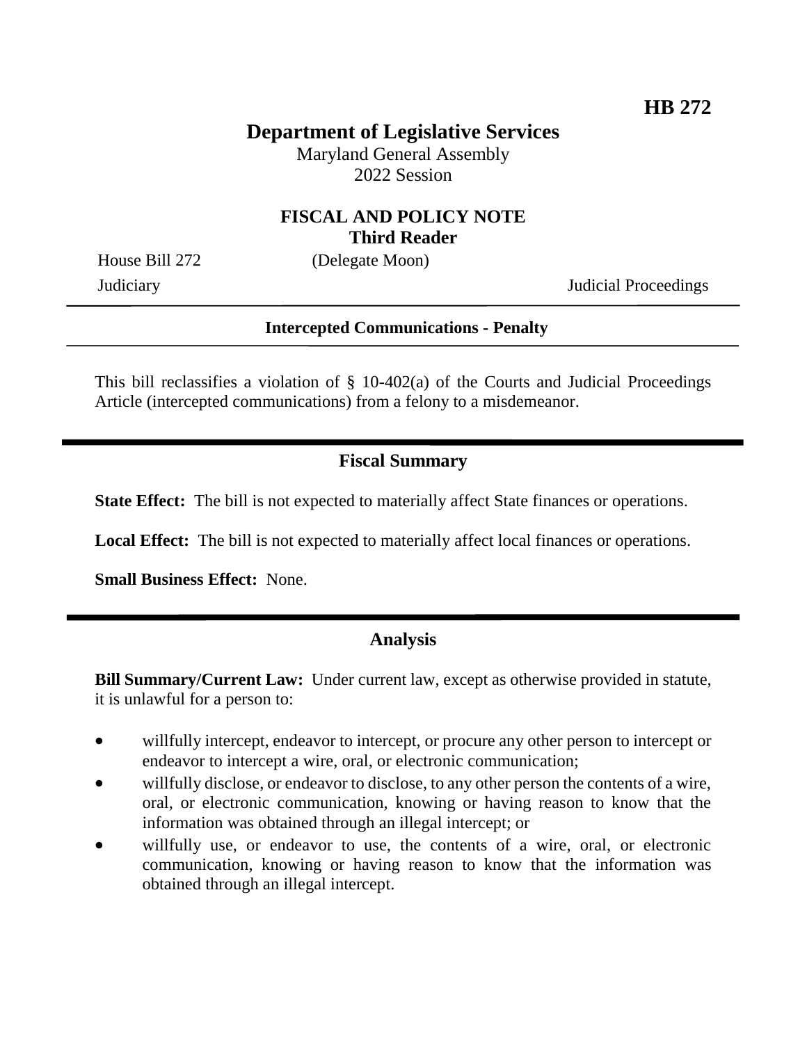**HB 272**

# Department of Legislative Services

Maryland General Assembly
2022 Session

## FISCAL AND POLICY NOTE
**Third Reader**

House Bill 272 (Delegate Moon)

Judiciary Judicial Proceedings

---

**Intercepted Communications - Penalty**

---

This bill reclassifies a violation of § 10-402(a) of the Courts and Judicial Proceedings Article (intercepted communications) from a felony to a misdemeanor.

## Fiscal Summary

**State Effect:** The bill is not expected to materially affect State finances or operations.

**Local Effect:** The bill is not expected to materially affect local finances or operations.

**Small Business Effect:** None.

## Analysis

**Bill Summary/Current Law:** Under current law, except as otherwise provided in statute, it is unlawful for a person to:

- willfully intercept, endeavor to intercept, or procure any other person to intercept or endeavor to intercept a wire, oral, or electronic communication;
- willfully disclose, or endeavor to disclose, to any other person the contents of a wire, oral, or electronic communication, knowing or having reason to know that the information was obtained through an illegal intercept; or
- willfully use, or endeavor to use, the contents of a wire, oral, or electronic communication, knowing or having reason to know that the information was obtained through an illegal intercept.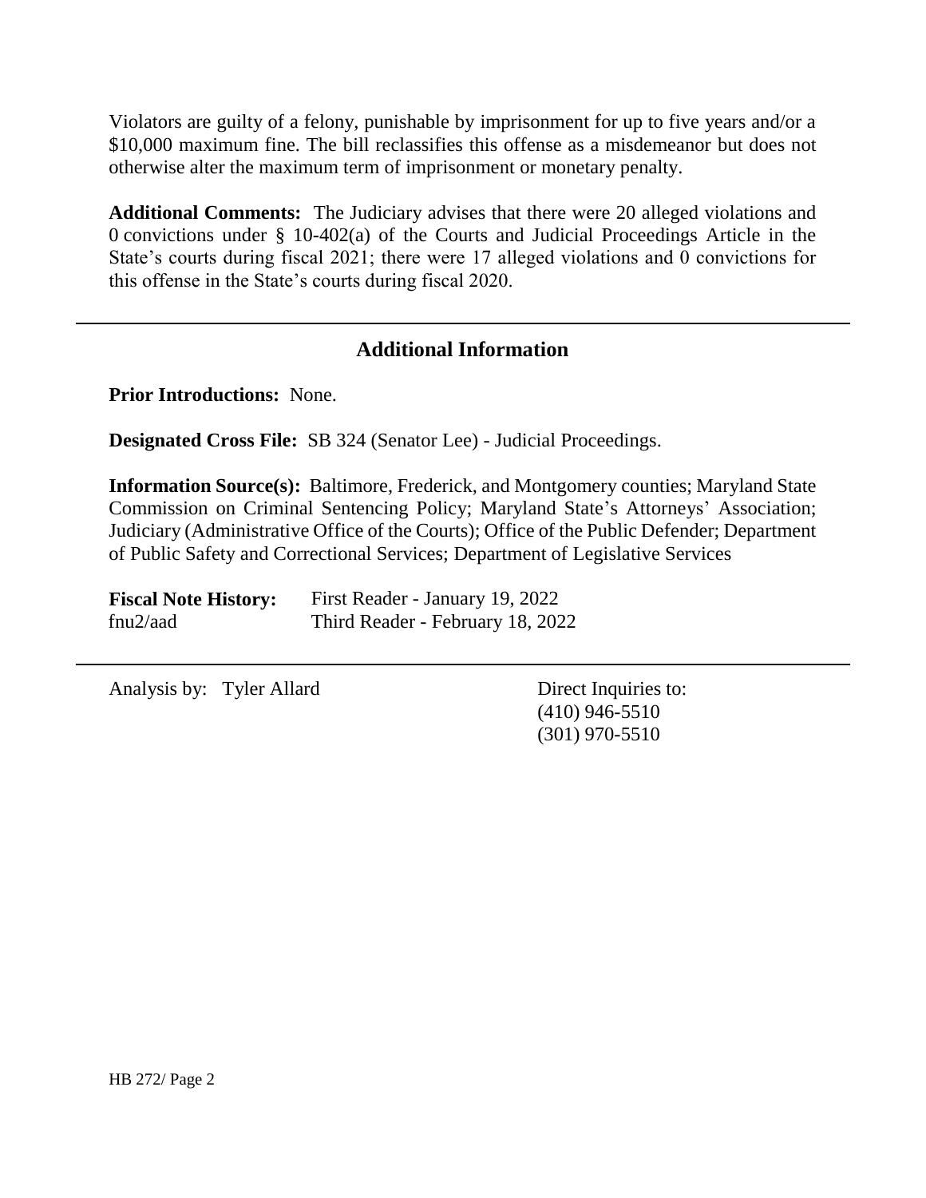Violators are guilty of a felony, punishable by imprisonment for up to five years and/or a $10,000 maximum fine. The bill reclassifies this offense as a misdemeanor but does not otherwise alter the maximum term of imprisonment or monetary penalty.

**Additional Comments:** The Judiciary advises that there were 20 alleged violations and 0 convictions under § 10-402(a) of the Courts and Judicial Proceedings Article in the State's courts during fiscal 2021; there were 17 alleged violations and 0 convictions for this offense in the State's courts during fiscal 2020.

---

## Additional Information

**Prior Introductions:** None.

**Designated Cross File:** SB 324 (Senator Lee) - Judicial Proceedings.

**Information Source(s):** Baltimore, Frederick, and Montgomery counties; Maryland State Commission on Criminal Sentencing Policy; Maryland State's Attorneys' Association; Judiciary (Administrative Office of the Courts); Office of the Public Defender; Department of Public Safety and Correctional Services; Department of Legislative Services

**Fiscal Note History:** First Reader - January 19, 2022
fnu2/aad Third Reader - February 18, 2022

---

Analysis by: Tyler Allard

Direct Inquiries to:
(410) 946-5510
(301) 970-5510